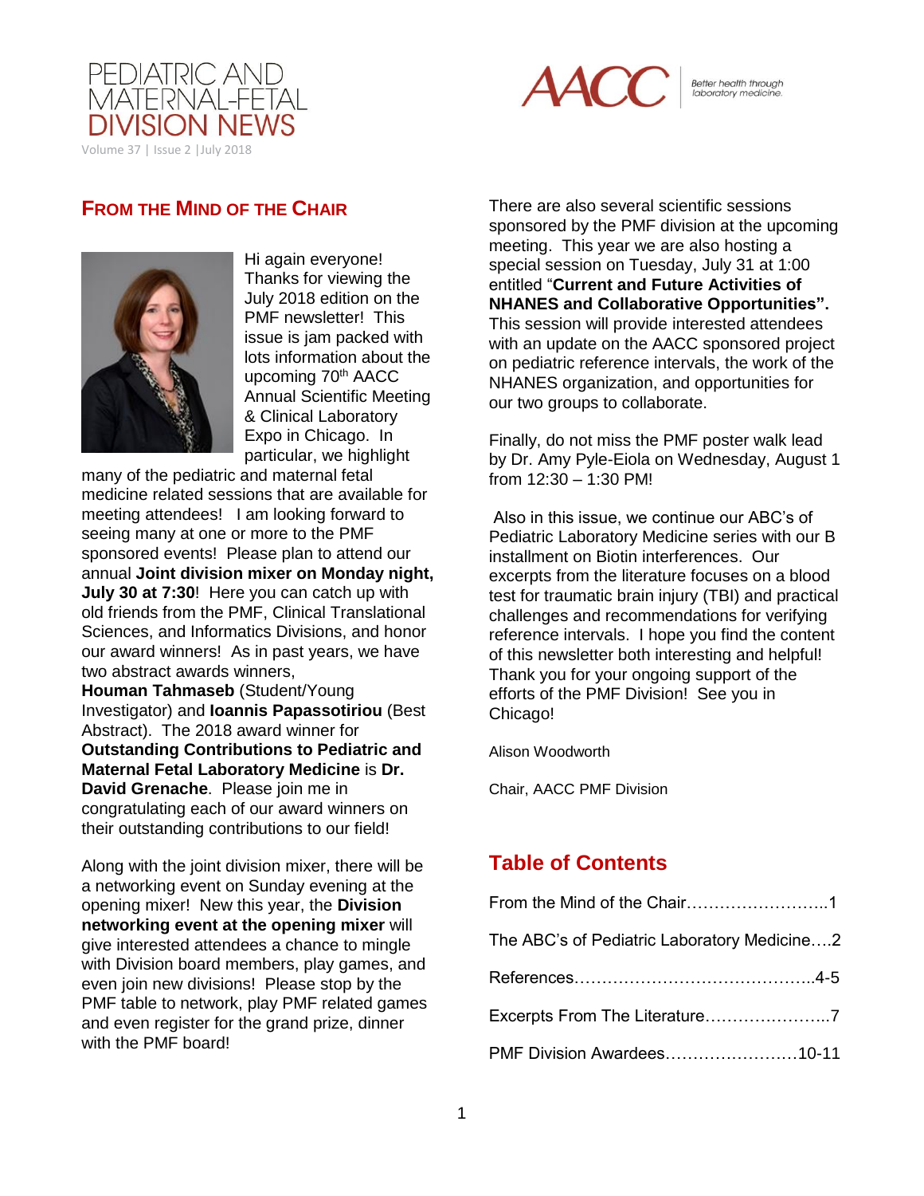# PEDIATRIC AND MATERNAL-FETAL DIVISION NEWS

Volume 37 | Issue 2 | July 2018

AACC Better health through laboratory medicine.

## FROM THE MIND OF THE CHAIR

Hi again everyone! Thanks for viewing the July 2018 edition on the PMF newsletter! This issue is jam packed with lots information about the upcoming 70th AACC Annual Scientific Meeting & Clinical Laboratory Expo in Chicago. In particular, we highlight many of the pediatric and maternal fetal medicine related sessions that are available for meeting attendees! I am looking forward to seeing many at one or more to the PMF sponsored events! Please plan to attend our annual **Joint division mixer on Monday night, July 30 at 7:30**! Here you can catch up with old friends from the PMF, Clinical Translational Sciences, and Informatics Divisions, and honor our award winners! As in past years, we have two abstract awards winners, **Houman Tahmaseb** (Student/Young Investigator) and **Ioannis Papassotiriou** (Best Abstract). The 2018 award winner for **Outstanding Contributions to Pediatric and Maternal Fetal Laboratory Medicine** is **Dr. David Grenache**. Please join me in congratulating each of our award winners on their outstanding contributions to our field!

Along with the joint division mixer, there will be a networking event on Sunday evening at the opening mixer! New this year, the **Division networking event at the opening mixer** will give interested attendees a chance to mingle with Division board members, play games, and even join new divisions! Please stop by the PMF table to network, play PMF related games and even register for the grand prize, dinner with the PMF board!

There are also several scientific sessions sponsored by the PMF division at the upcoming meeting. This year we are also hosting a special session on Tuesday, July 31 at 1:00 entitled "**Current and Future Activities of NHANES and Collaborative Opportunities".** This session will provide interested attendees with an update on the AACC sponsored project on pediatric reference intervals, the work of the NHANES organization, and opportunities for our two groups to collaborate.

Finally, do not miss the PMF poster walk lead by Dr. Amy Pyle-Eiola on Wednesday, August 1 from 12:30 – 1:30 PM!

Also in this issue, we continue our ABC's of Pediatric Laboratory Medicine series with our B installment on Biotin interferences. Our excerpts from the literature focuses on a blood test for traumatic brain injury (TBI) and practical challenges and recommendations for verifying reference intervals. I hope you find the content of this newsletter both interesting and helpful! Thank you for your ongoing support of the efforts of the PMF Division! See you in Chicago!

Alison Woodworth

Chair, AACC PMF Division

## Table of Contents

From the Mind of the Chair……………………..1

The ABC's of Pediatric Laboratory Medicine….2

References……………………………………..4-5

Excerpts From The Literature…………………..7

PMF Division Awardees……………………10-11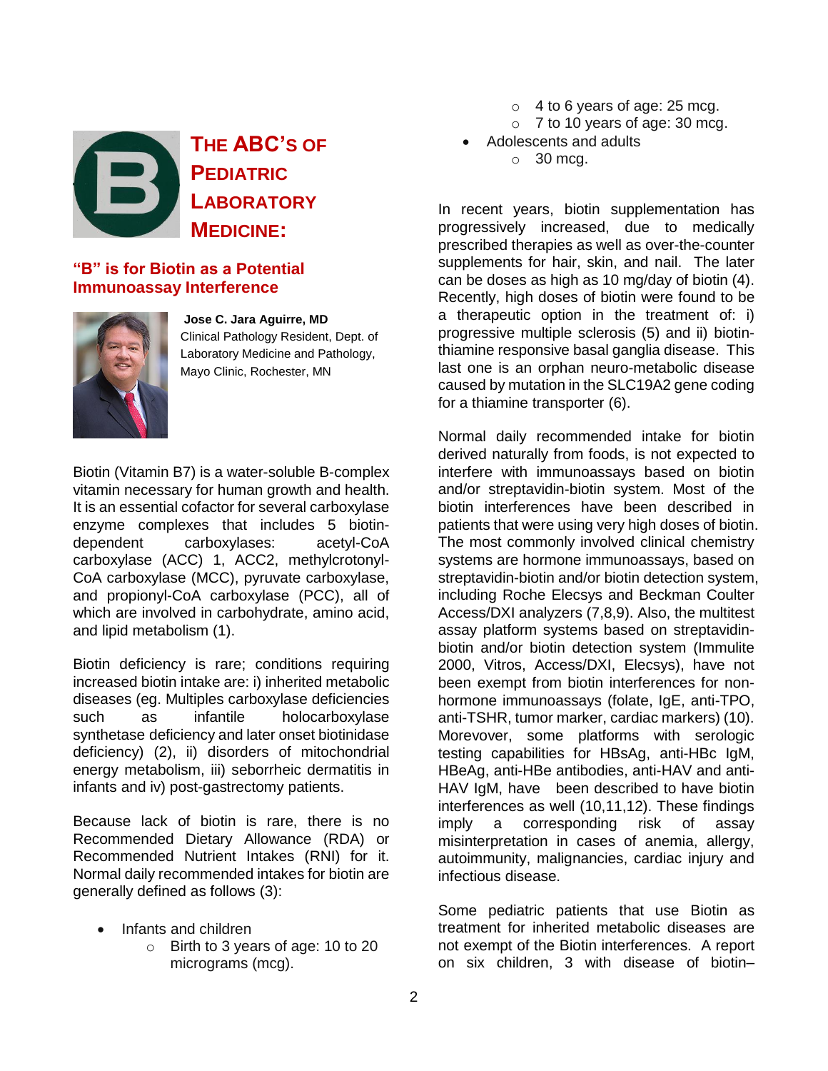# THE ABC'S OF PEDIATRIC LABORATORY MEDICINE:

## "B" is for Biotin as a Potential Immunoassay Interference

**Jose C. Jara Aguirre, MD**
Clinical Pathology Resident, Dept. of Laboratory Medicine and Pathology, Mayo Clinic, Rochester, MN

Biotin (Vitamin B7) is a water-soluble B-complex vitamin necessary for human growth and health. It is an essential cofactor for several carboxylase enzyme complexes that includes 5 biotin-dependent carboxylases: acetyl-CoA carboxylase (ACC) 1, ACC2, methylcrotonyl-CoA carboxylase (MCC), pyruvate carboxylase, and propionyl-CoA carboxylase (PCC), all of which are involved in carbohydrate, amino acid, and lipid metabolism (1).

Biotin deficiency is rare; conditions requiring increased biotin intake are: i) inherited metabolic diseases (eg. Multiples carboxylase deficiencies such as infantile holocarboxylase synthetase deficiency and later onset biotinidase deficiency) (2), ii) disorders of mitochondrial energy metabolism, iii) seborrheic dermatitis in infants and iv) post-gastrectomy patients.

Because lack of biotin is rare, there is no Recommended Dietary Allowance (RDA) or Recommended Nutrient Intakes (RNI) for it. Normal daily recommended intakes for biotin are generally defined as follows (3):

- Infants and children
  - Birth to 3 years of age: 10 to 20 micrograms (mcg).
  - 4 to 6 years of age: 25 mcg.
  - 7 to 10 years of age: 30 mcg.
- Adolescents and adults
  - 30 mcg.

In recent years, biotin supplementation has progressively increased, due to medically prescribed therapies as well as over-the-counter supplements for hair, skin, and nail. The later can be doses as high as 10 mg/day of biotin (4). Recently, high doses of biotin were found to be a therapeutic option in the treatment of: i) progressive multiple sclerosis (5) and ii) biotin-thiamine responsive basal ganglia disease. This last one is an orphan neuro-metabolic disease caused by mutation in the SLC19A2 gene coding for a thiamine transporter (6).

Normal daily recommended intake for biotin derived naturally from foods, is not expected to interfere with immunoassays based on biotin and/or streptavidin-biotin system. Most of the biotin interferences have been described in patients that were using very high doses of biotin. The most commonly involved clinical chemistry systems are hormone immunoassays, based on streptavidin-biotin and/or biotin detection system, including Roche Elecsys and Beckman Coulter Access/DXI analyzers (7,8,9). Also, the multitest assay platform systems based on streptavidin-biotin and/or biotin detection system (Immulite 2000, Vitros, Access/DXI, Elecsys), have not been exempt from biotin interferences for non-hormone immunoassays (folate, IgE, anti-TPO, anti-TSHR, tumor marker, cardiac markers) (10). Morevover, some platforms with serologic testing capabilities for HBsAg, anti-HBc IgM, HBeAg, anti-HBe antibodies, anti-HAV and anti-HAV IgM, have been described to have biotin interferences as well (10,11,12). These findings imply a corresponding risk of assay misinterpretation in cases of anemia, allergy, autoimmunity, malignancies, cardiac injury and infectious disease.

Some pediatric patients that use Biotin as treatment for inherited metabolic diseases are not exempt of the Biotin interferences. A report on six children, 3 with disease of biotin–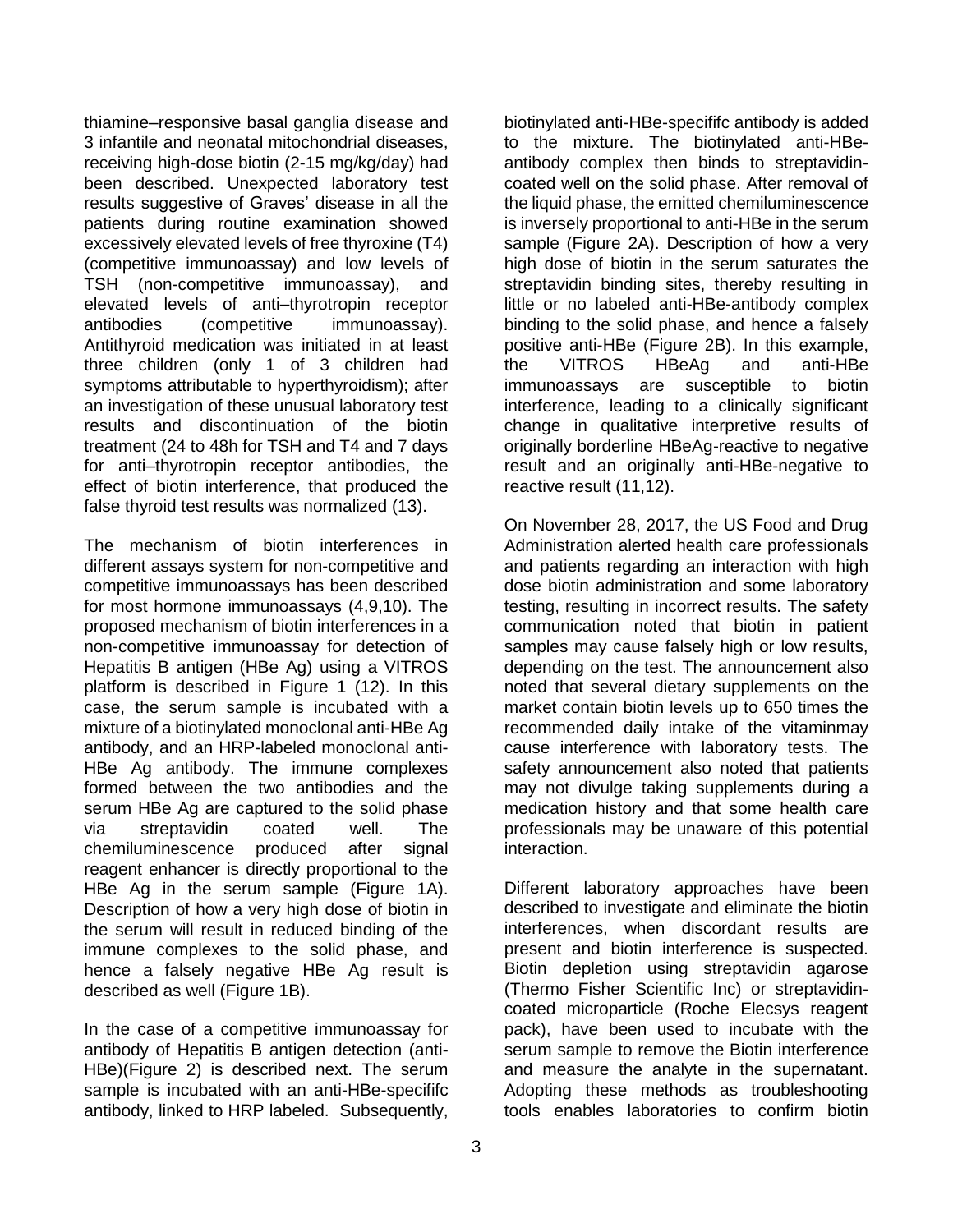thiamine–responsive basal ganglia disease and 3 infantile and neonatal mitochondrial diseases, receiving high-dose biotin (2-15 mg/kg/day) had been described. Unexpected laboratory test results suggestive of Graves' disease in all the patients during routine examination showed excessively elevated levels of free thyroxine (T4) (competitive immunoassay) and low levels of TSH (non-competitive immunoassay), and elevated levels of anti–thyrotropin receptor antibodies (competitive immunoassay). Antithyroid medication was initiated in at least three children (only 1 of 3 children had symptoms attributable to hyperthyroidism); after an investigation of these unusual laboratory test results and discontinuation of the biotin treatment (24 to 48h for TSH and T4 and 7 days for anti–thyrotropin receptor antibodies, the effect of biotin interference, that produced the false thyroid test results was normalized (13).

The mechanism of biotin interferences in different assays system for non-competitive and competitive immunoassays has been described for most hormone immunoassays (4,9,10). The proposed mechanism of biotin interferences in a non-competitive immunoassay for detection of Hepatitis B antigen (HBe Ag) using a VITROS platform is described in Figure 1 (12). In this case, the serum sample is incubated with a mixture of a biotinylated monoclonal anti-HBe Ag antibody, and an HRP-labeled monoclonal anti-HBe Ag antibody. The immune complexes formed between the two antibodies and the serum HBe Ag are captured to the solid phase via streptavidin coated well. The chemiluminescence produced after signal reagent enhancer is directly proportional to the HBe Ag in the serum sample (Figure 1A). Description of how a very high dose of biotin in the serum will result in reduced binding of the immune complexes to the solid phase, and hence a falsely negative HBe Ag result is described as well (Figure 1B).

In the case of a competitive immunoassay for antibody of Hepatitis B antigen detection (anti-HBe)(Figure 2) is described next. The serum sample is incubated with an anti-HBe-specififc antibody, linked to HRP labeled. Subsequently, biotinylated anti-HBe-specififc antibody is added to the mixture. The biotinylated anti-HBe-antibody complex then binds to streptavidin-coated well on the solid phase. After removal of the liquid phase, the emitted chemiluminescence is inversely proportional to anti-HBe in the serum sample (Figure 2A). Description of how a very high dose of biotin in the serum saturates the streptavidin binding sites, thereby resulting in little or no labeled anti-HBe-antibody complex binding to the solid phase, and hence a falsely positive anti-HBe (Figure 2B). In this example, the VITROS HBeAg and anti-HBe immunoassays are susceptible to biotin interference, leading to a clinically significant change in qualitative interpretive results of originally borderline HBeAg-reactive to negative result and an originally anti-HBe-negative to reactive result (11,12).

On November 28, 2017, the US Food and Drug Administration alerted health care professionals and patients regarding an interaction with high dose biotin administration and some laboratory testing, resulting in incorrect results. The safety communication noted that biotin in patient samples may cause falsely high or low results, depending on the test. The announcement also noted that several dietary supplements on the market contain biotin levels up to 650 times the recommended daily intake of the vitaminmay cause interference with laboratory tests. The safety announcement also noted that patients may not divulge taking supplements during a medication history and that some health care professionals may be unaware of this potential interaction.

Different laboratory approaches have been described to investigate and eliminate the biotin interferences, when discordant results are present and biotin interference is suspected. Biotin depletion using streptavidin agarose (Thermo Fisher Scientific Inc) or streptavidin-coated microparticle (Roche Elecsys reagent pack), have been used to incubate with the serum sample to remove the Biotin interference and measure the analyte in the supernatant. Adopting these methods as troubleshooting tools enables laboratories to confirm biotin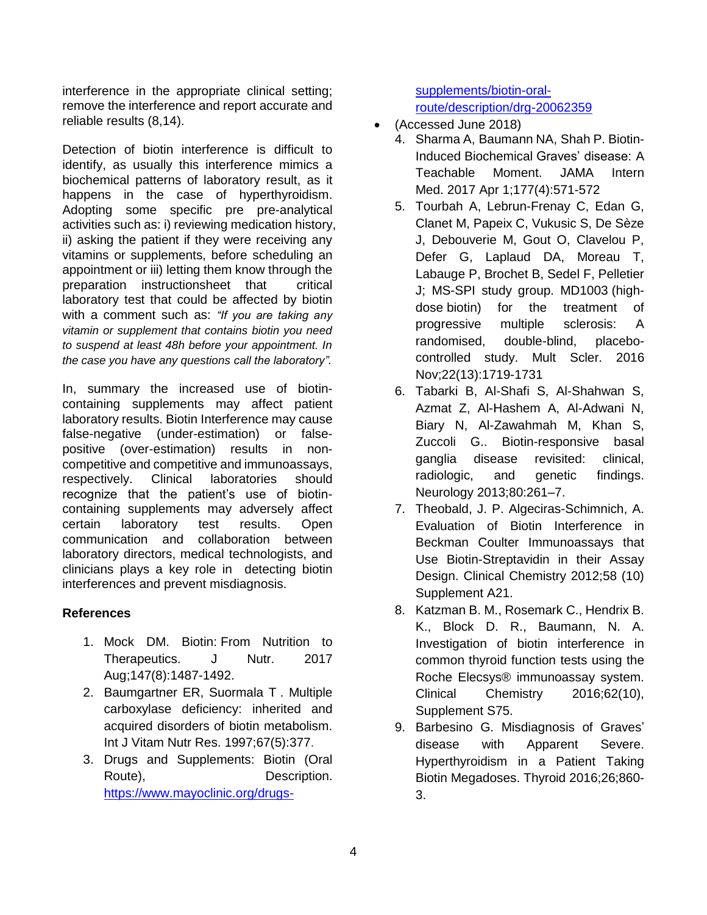interference in the appropriate clinical setting; remove the interference and report accurate and reliable results (8,14).

Detection of biotin interference is difficult to identify, as usually this interference mimics a biochemical patterns of laboratory result, as it happens in the case of hyperthyroidism. Adopting some specific pre pre-analytical activities such as: i) reviewing medication history, ii) asking the patient if they were receiving any vitamins or supplements, before scheduling an appointment or iii) letting them know through the preparation instructionsheet that critical laboratory test that could be affected by biotin with a comment such as: *"If you are taking any vitamin or supplement that contains biotin you need to suspend at least 48h before your appointment. In the case you have any questions call the laboratory".*

In, summary the increased use of biotin-containing supplements may affect patient laboratory results. Biotin Interference may cause false-negative (under-estimation) or false-positive (over-estimation) results in non-competitive and competitive immunoassays, respectively. Clinical laboratories should recognize that the patient's use of biotin-containing supplements may adversely affect certain laboratory test results. Open communication and collaboration between laboratory directors, medical technologists, and clinicians plays a key role in detecting biotin interferences and prevent misdiagnosis.

**References**

1. Mock DM. Biotin: From Nutrition to Therapeutics. J Nutr. 2017 Aug;147(8):1487-1492.
2. Baumgartner ER, Suormala T . Multiple carboxylase deficiency: inherited and acquired disorders of biotin metabolism. Int J Vitam Nutr Res. 1997;67(5):377.
3. Drugs and Supplements: Biotin (Oral Route), Description. https://www.mayoclinic.org/drugs-supplements/biotin-oral-route/description/drg-20062359
   - (Accessed June 2018)
4. Sharma A, Baumann NA, Shah P. Biotin-Induced Biochemical Graves' disease: A Teachable Moment. JAMA Intern Med. 2017 Apr 1;177(4):571-572
5. Tourbah A, Lebrun-Frenay C, Edan G, Clanet M, Papeix C, Vukusic S, De Sèze J, Debouverie M, Gout O, Clavelou P, Defer G, Laplaud DA, Moreau T, Labauge P, Brochet B, Sedel F, Pelletier J; MS-SPI study group. MD1003 (high-dose biotin) for the treatment of progressive multiple sclerosis: A randomised, double-blind, placebo-controlled study. Mult Scler. 2016 Nov;22(13):1719-1731
6. Tabarki B, Al-Shafi S, Al-Shahwan S, Azmat Z, Al-Hashem A, Al-Adwani N, Biary N, Al-Zawahmah M, Khan S, Zuccoli G.. Biotin-responsive basal ganglia disease revisited: clinical, radiologic, and genetic findings. Neurology 2013;80:261–7.
7. Theobald, J. P. Algeciras-Schimnich, A. Evaluation of Biotin Interference in Beckman Coulter Immunoassays that Use Biotin-Streptavidin in their Assay Design. Clinical Chemistry 2012;58 (10) Supplement A21.
8. Katzman B. M., Rosemark C., Hendrix B. K., Block D. R., Baumann, N. A. Investigation of biotin interference in common thyroid function tests using the Roche Elecsys® immunoassay system. Clinical Chemistry 2016;62(10), Supplement S75.
9. Barbesino G. Misdiagnosis of Graves' disease with Apparent Severe. Hyperthyroidism in a Patient Taking Biotin Megadoses. Thyroid 2016;26;860-3.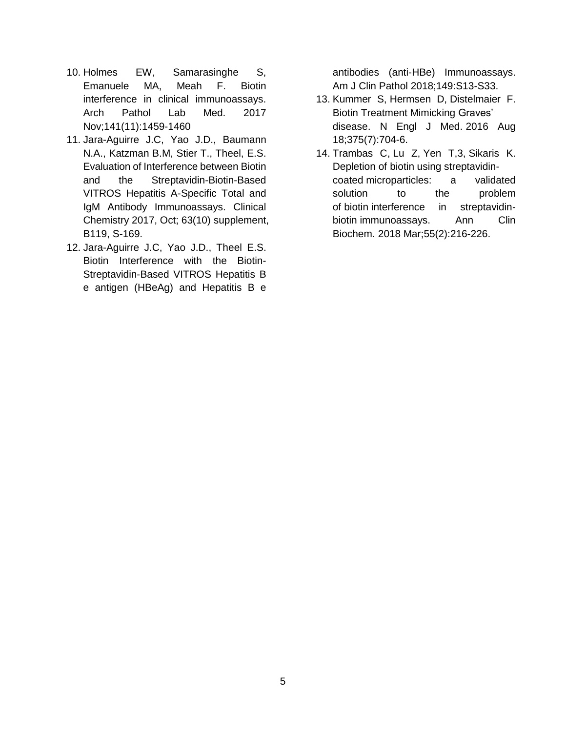10. Holmes EW, Samarasinghe S, Emanuele MA, Meah F. Biotin interference in clinical immunoassays. Arch Pathol Lab Med. 2017 Nov;141(11):1459-1460
11. Jara-Aguirre J.C, Yao J.D., Baumann N.A., Katzman B.M, Stier T., Theel, E.S. Evaluation of Interference between Biotin and the Streptavidin-Biotin-Based VITROS Hepatitis A-Specific Total and IgM Antibody Immunoassays. Clinical Chemistry 2017, Oct; 63(10) supplement, B119, S-169.
12. Jara-Aguirre J.C, Yao J.D., Theel E.S. Biotin Interference with the Biotin-Streptavidin-Based VITROS Hepatitis B e antigen (HBeAg) and Hepatitis B e antibodies (anti-HBe) Immunoassays. Am J Clin Pathol 2018;149:S13-S33.
13. Kummer S, Hermsen D, Distelmaier F. Biotin Treatment Mimicking Graves' disease. N Engl J Med. 2016 Aug 18;375(7):704-6.
14. Trambas C, Lu Z, Yen T,3, Sikaris K. Depletion of biotin using streptavidin-coated microparticles: a validated solution to the problem of biotin interference in streptavidin-biotin immunoassays. Ann Clin Biochem. 2018 Mar;55(2):216-226.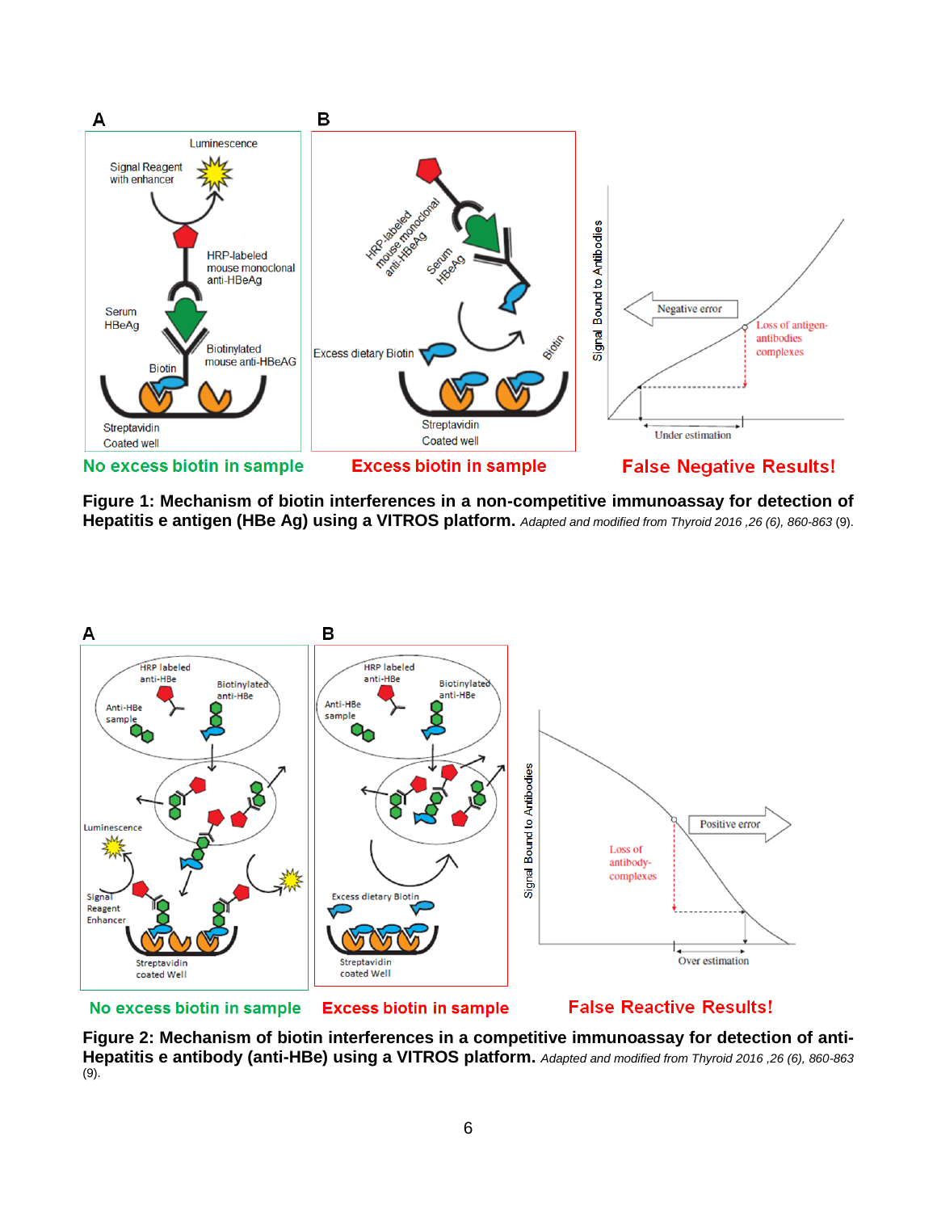**Figure 1: Mechanism of biotin interferences in a non-competitive immunoassay for detection of Hepatitis e antigen (HBe Ag) using a VITROS platform.** *Adapted and modified from Thyroid 2016 ,26 (6), 860-863* (9).

**Figure 2: Mechanism of biotin interferences in a competitive immunoassay for detection of anti-Hepatitis e antibody (anti-HBe) using a VITROS platform.** *Adapted and modified from Thyroid 2016 ,26 (6), 860-863* (9).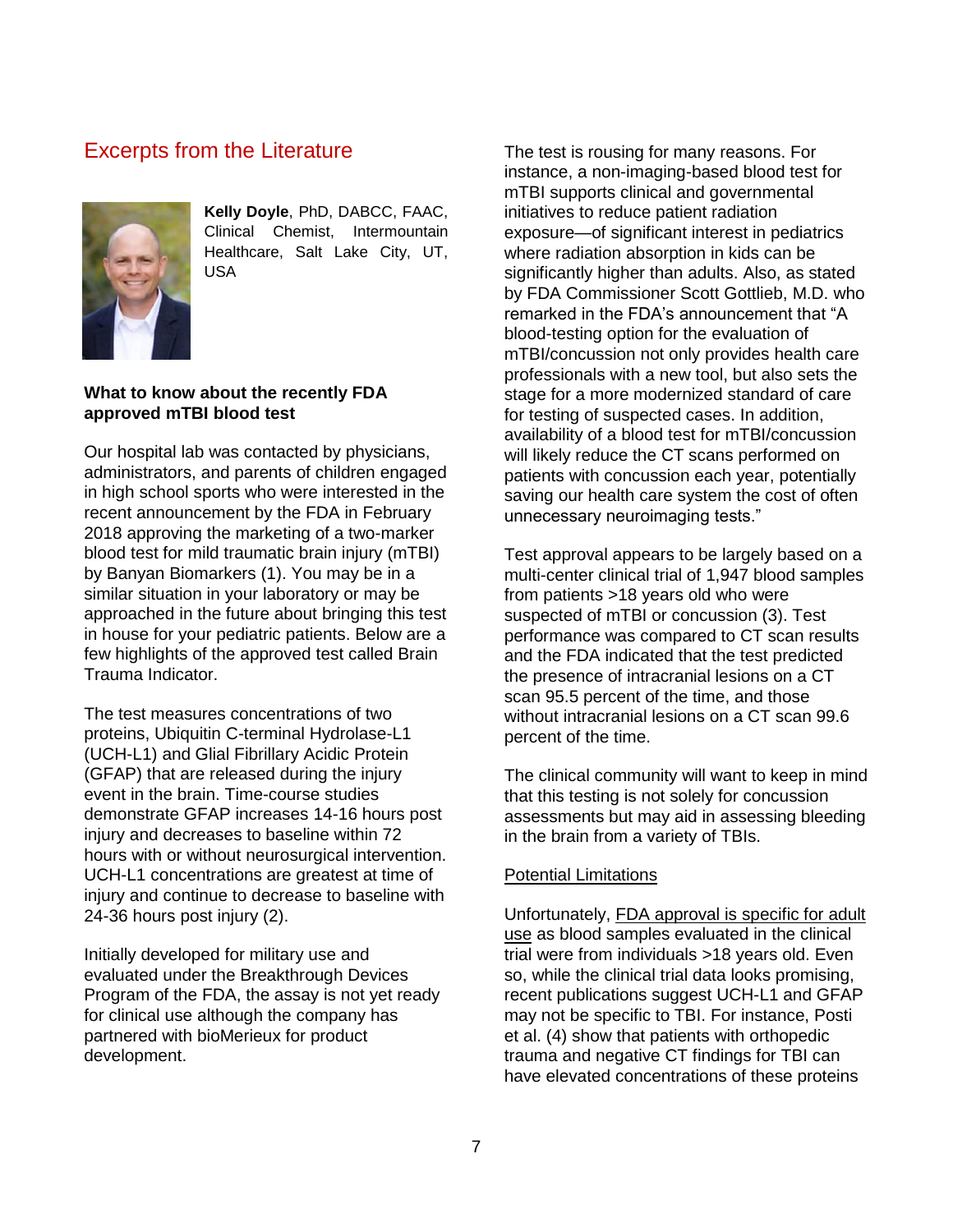## Excerpts from the Literature

**Kelly Doyle**, PhD, DABCC, FAAC, Clinical Chemist, Intermountain Healthcare, Salt Lake City, UT, USA

**What to know about the recently FDA approved mTBI blood test**

Our hospital lab was contacted by physicians, administrators, and parents of children engaged in high school sports who were interested in the recent announcement by the FDA in February 2018 approving the marketing of a two-marker blood test for mild traumatic brain injury (mTBI) by Banyan Biomarkers (1). You may be in a similar situation in your laboratory or may be approached in the future about bringing this test in house for your pediatric patients. Below are a few highlights of the approved test called Brain Trauma Indicator.

The test measures concentrations of two proteins, Ubiquitin C-terminal Hydrolase-L1 (UCH-L1) and Glial Fibrillary Acidic Protein (GFAP) that are released during the injury event in the brain. Time-course studies demonstrate GFAP increases 14-16 hours post injury and decreases to baseline within 72 hours with or without neurosurgical intervention. UCH-L1 concentrations are greatest at time of injury and continue to decrease to baseline with 24-36 hours post injury (2).

Initially developed for military use and evaluated under the Breakthrough Devices Program of the FDA, the assay is not yet ready for clinical use although the company has partnered with bioMerieux for product development.

The test is rousing for many reasons. For instance, a non-imaging-based blood test for mTBI supports clinical and governmental initiatives to reduce patient radiation exposure—of significant interest in pediatrics where radiation absorption in kids can be significantly higher than adults. Also, as stated by FDA Commissioner Scott Gottlieb, M.D. who remarked in the FDA's announcement that "A blood-testing option for the evaluation of mTBI/concussion not only provides health care professionals with a new tool, but also sets the stage for a more modernized standard of care for testing of suspected cases. In addition, availability of a blood test for mTBI/concussion will likely reduce the CT scans performed on patients with concussion each year, potentially saving our health care system the cost of often unnecessary neuroimaging tests."

Test approval appears to be largely based on a multi-center clinical trial of 1,947 blood samples from patients >18 years old who were suspected of mTBI or concussion (3). Test performance was compared to CT scan results and the FDA indicated that the test predicted the presence of intracranial lesions on a CT scan 95.5 percent of the time, and those without intracranial lesions on a CT scan 99.6 percent of the time.

The clinical community will want to keep in mind that this testing is not solely for concussion assessments but may aid in assessing bleeding in the brain from a variety of TBIs.

Potential Limitations

Unfortunately, FDA approval is specific for adult use as blood samples evaluated in the clinical trial were from individuals >18 years old. Even so, while the clinical trial data looks promising, recent publications suggest UCH-L1 and GFAP may not be specific to TBI. For instance, Posti et al. (4) show that patients with orthopedic trauma and negative CT findings for TBI can have elevated concentrations of these proteins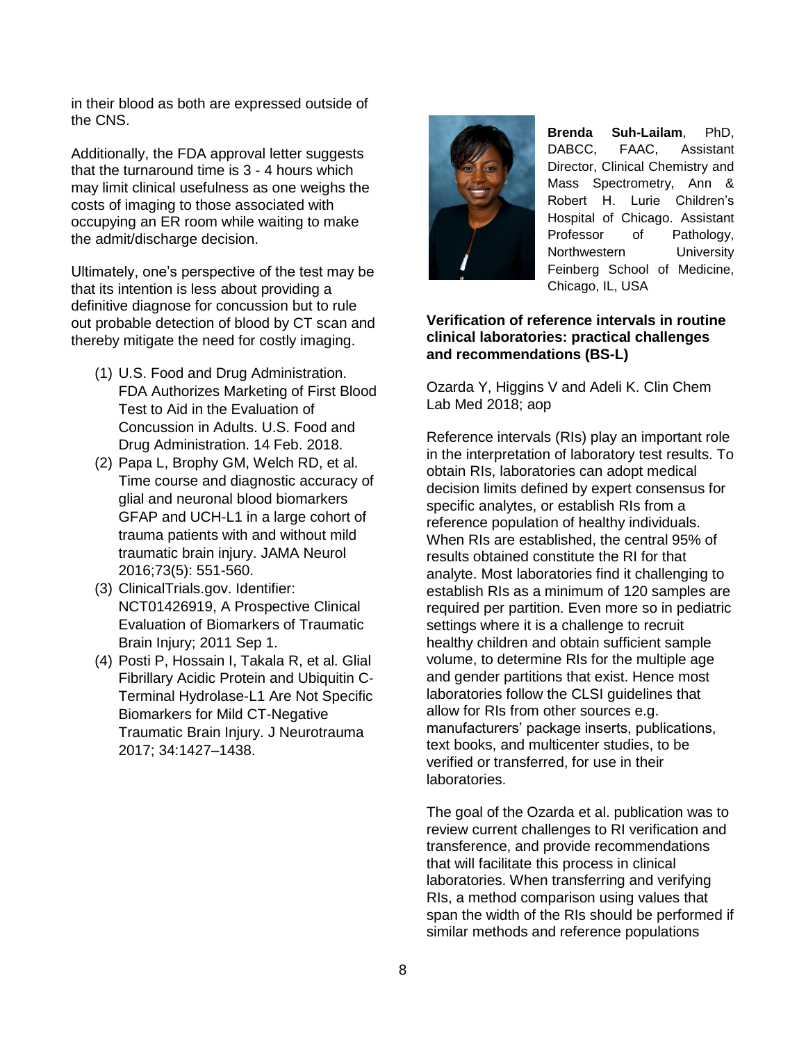in their blood as both are expressed outside of the CNS.

Additionally, the FDA approval letter suggests that the turnaround time is 3 - 4 hours which may limit clinical usefulness as one weighs the costs of imaging to those associated with occupying an ER room while waiting to make the admit/discharge decision.

Ultimately, one's perspective of the test may be that its intention is less about providing a definitive diagnose for concussion but to rule out probable detection of blood by CT scan and thereby mitigate the need for costly imaging.

(1) U.S. Food and Drug Administration. FDA Authorizes Marketing of First Blood Test to Aid in the Evaluation of Concussion in Adults. U.S. Food and Drug Administration. 14 Feb. 2018.
(2) Papa L, Brophy GM, Welch RD, et al. Time course and diagnostic accuracy of glial and neuronal blood biomarkers GFAP and UCH-L1 in a large cohort of trauma patients with and without mild traumatic brain injury. JAMA Neurol 2016;73(5): 551-560.
(3) ClinicalTrials.gov. Identifier: NCT01426919, A Prospective Clinical Evaluation of Biomarkers of Traumatic Brain Injury; 2011 Sep 1.
(4) Posti P, Hossain I, Takala R, et al. Glial Fibrillary Acidic Protein and Ubiquitin C-Terminal Hydrolase-L1 Are Not Specific Biomarkers for Mild CT-Negative Traumatic Brain Injury. J Neurotrauma 2017; 34:1427–1438.

**Brenda Suh-Lailam**, PhD, DABCC, FAAC, Assistant Director, Clinical Chemistry and Mass Spectrometry, Ann & Robert H. Lurie Children's Hospital of Chicago. Assistant Professor of Pathology, Northwestern University Feinberg School of Medicine, Chicago, IL, USA

**Verification of reference intervals in routine clinical laboratories: practical challenges and recommendations (BS-L)**

Ozarda Y, Higgins V and Adeli K. Clin Chem Lab Med 2018; aop

Reference intervals (RIs) play an important role in the interpretation of laboratory test results. To obtain RIs, laboratories can adopt medical decision limits defined by expert consensus for specific analytes, or establish RIs from a reference population of healthy individuals. When RIs are established, the central 95% of results obtained constitute the RI for that analyte. Most laboratories find it challenging to establish RIs as a minimum of 120 samples are required per partition. Even more so in pediatric settings where it is a challenge to recruit healthy children and obtain sufficient sample volume, to determine RIs for the multiple age and gender partitions that exist. Hence most laboratories follow the CLSI guidelines that allow for RIs from other sources e.g. manufacturers' package inserts, publications, text books, and multicenter studies, to be verified or transferred, for use in their laboratories.

The goal of the Ozarda et al. publication was to review current challenges to RI verification and transference, and provide recommendations that will facilitate this process in clinical laboratories. When transferring and verifying RIs, a method comparison using values that span the width of the RIs should be performed if similar methods and reference populations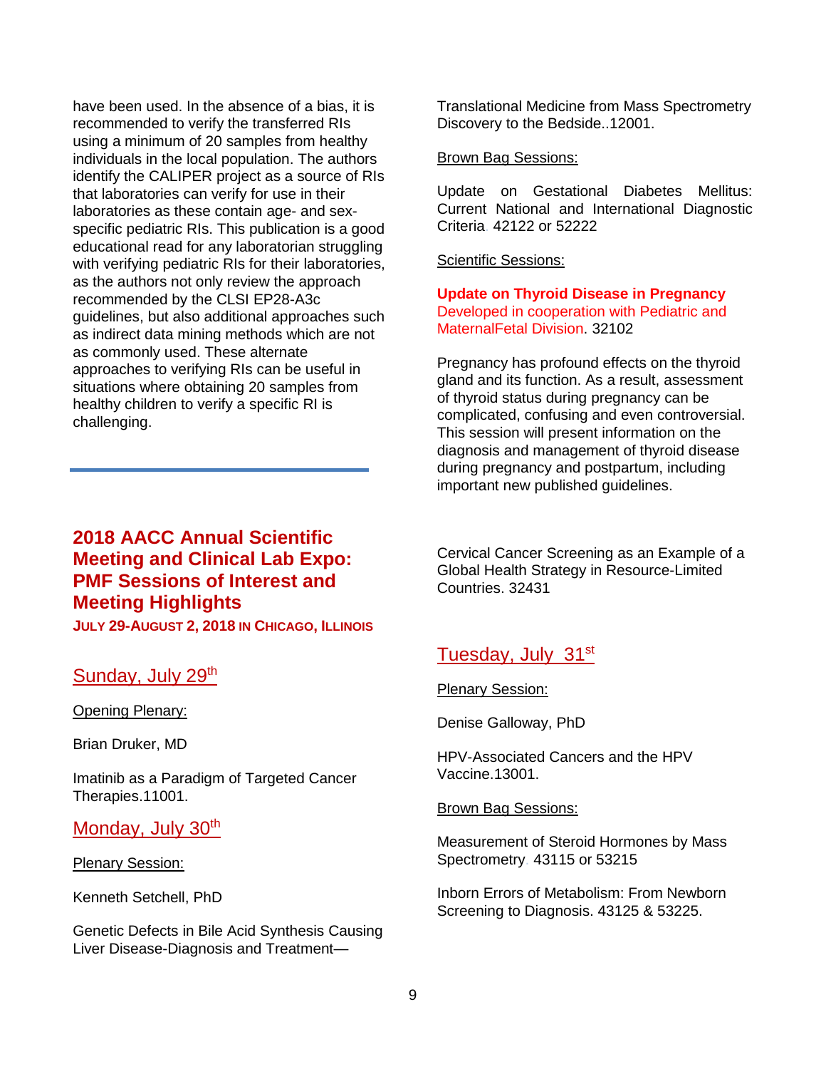have been used. In the absence of a bias, it is recommended to verify the transferred RIs using a minimum of 20 samples from healthy individuals in the local population. The authors identify the CALIPER project as a source of RIs that laboratories can verify for use in their laboratories as these contain age- and sex-specific pediatric RIs. This publication is a good educational read for any laboratorian struggling with verifying pediatric RIs for their laboratories, as the authors not only review the approach recommended by the CLSI EP28-A3c guidelines, but also additional approaches such as indirect data mining methods which are not as commonly used. These alternate approaches to verifying RIs can be useful in situations where obtaining 20 samples from healthy children to verify a specific RI is challenging.

---

## 2018 AACC Annual Scientific Meeting and Clinical Lab Expo: PMF Sessions of Interest and Meeting Highlights

**JULY 29-AUGUST 2, 2018 IN CHICAGO, ILLINOIS**

### Sunday, July 29th

Opening Plenary:

Brian Druker, MD

Imatinib as a Paradigm of Targeted Cancer Therapies.11001.

### Monday, July 30th

Plenary Session:

Kenneth Setchell, PhD

Genetic Defects in Bile Acid Synthesis Causing Liver Disease-Diagnosis and Treatment—Translational Medicine from Mass Spectrometry Discovery to the Bedside..12001.

Brown Bag Sessions:

Update on Gestational Diabetes Mellitus: Current National and International Diagnostic Criteria. 42122 or 52222

Scientific Sessions:

**Update on Thyroid Disease in Pregnancy**
Developed in cooperation with Pediatric and MaternalFetal Division. 32102

Pregnancy has profound effects on the thyroid gland and its function. As a result, assessment of thyroid status during pregnancy can be complicated, confusing and even controversial. This session will present information on the diagnosis and management of thyroid disease during pregnancy and postpartum, including important new published guidelines.

Cervical Cancer Screening as an Example of a Global Health Strategy in Resource-Limited Countries. 32431

### Tuesday, July 31st

Plenary Session:

Denise Galloway, PhD

HPV-Associated Cancers and the HPV Vaccine.13001.

Brown Bag Sessions:

Measurement of Steroid Hormones by Mass Spectrometry. 43115 or 53215

Inborn Errors of Metabolism: From Newborn Screening to Diagnosis. 43125 & 53225.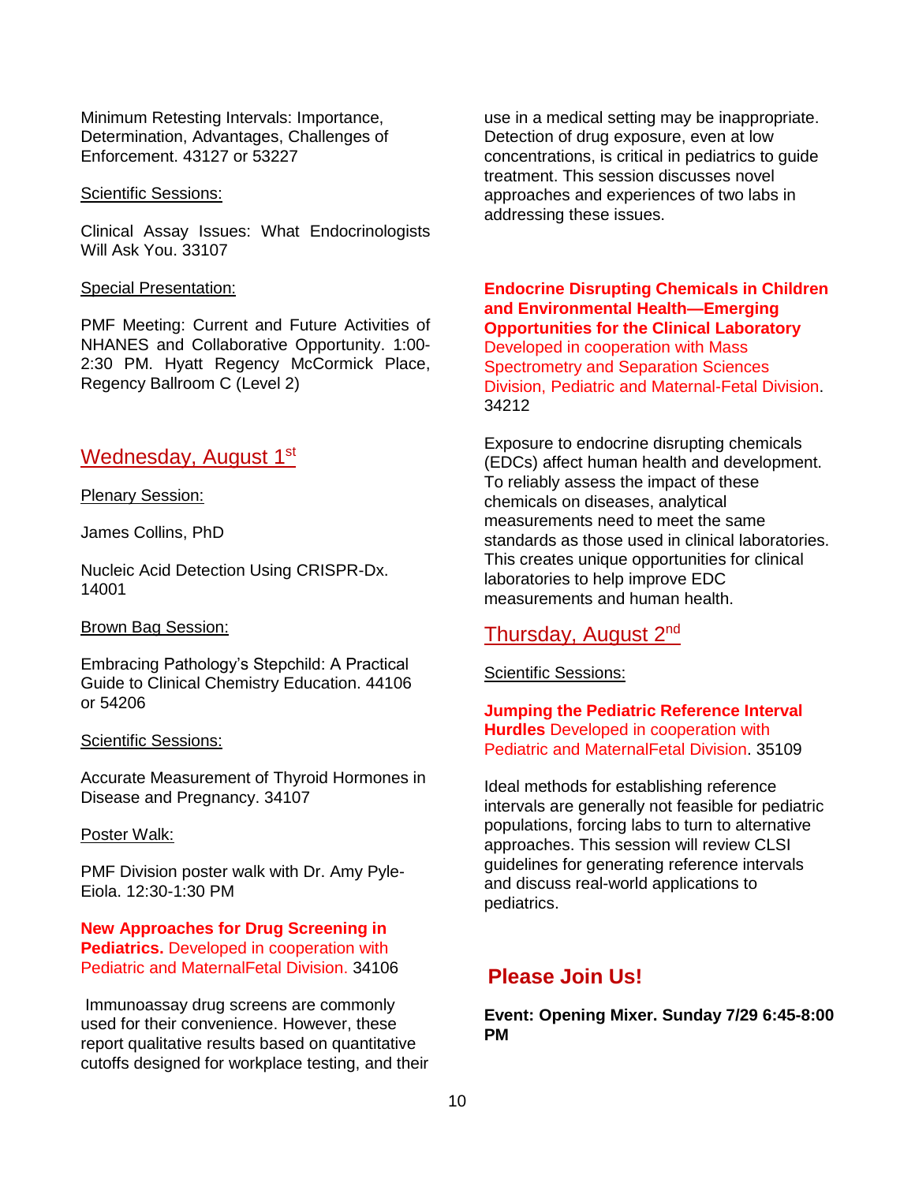Minimum Retesting Intervals: Importance, Determination, Advantages, Challenges of Enforcement. 43127 or 53227

Scientific Sessions:

Clinical Assay Issues: What Endocrinologists Will Ask You. 33107

Special Presentation:

PMF Meeting: Current and Future Activities of NHANES and Collaborative Opportunity. 1:00-2:30 PM. Hyatt Regency McCormick Place, Regency Ballroom C (Level 2)

## Wednesday, August 1st

Plenary Session:

James Collins, PhD

Nucleic Acid Detection Using CRISPR-Dx. 14001

Brown Bag Session:

Embracing Pathology's Stepchild: A Practical Guide to Clinical Chemistry Education. 44106 or 54206

Scientific Sessions:

Accurate Measurement of Thyroid Hormones in Disease and Pregnancy. 34107

Poster Walk:

PMF Division poster walk with Dr. Amy Pyle-Eiola. 12:30-1:30 PM

**New Approaches for Drug Screening in Pediatrics.** Developed in cooperation with Pediatric and MaternalFetal Division. 34106

Immunoassay drug screens are commonly used for their convenience. However, these report qualitative results based on quantitative cutoffs designed for workplace testing, and their use in a medical setting may be inappropriate. Detection of drug exposure, even at low concentrations, is critical in pediatrics to guide treatment. This session discusses novel approaches and experiences of two labs in addressing these issues.

**Endocrine Disrupting Chemicals in Children and Environmental Health—Emerging Opportunities for the Clinical Laboratory** Developed in cooperation with Mass Spectrometry and Separation Sciences Division, Pediatric and Maternal-Fetal Division. 34212

Exposure to endocrine disrupting chemicals (EDCs) affect human health and development. To reliably assess the impact of these chemicals on diseases, analytical measurements need to meet the same standards as those used in clinical laboratories. This creates unique opportunities for clinical laboratories to help improve EDC measurements and human health.

## Thursday, August 2nd

Scientific Sessions:

**Jumping the Pediatric Reference Interval Hurdles** Developed in cooperation with Pediatric and MaternalFetal Division. 35109

Ideal methods for establishing reference intervals are generally not feasible for pediatric populations, forcing labs to turn to alternative approaches. This session will review CLSI guidelines for generating reference intervals and discuss real-world applications to pediatrics.

## Please Join Us!

**Event: Opening Mixer. Sunday 7/29 6:45-8:00 PM**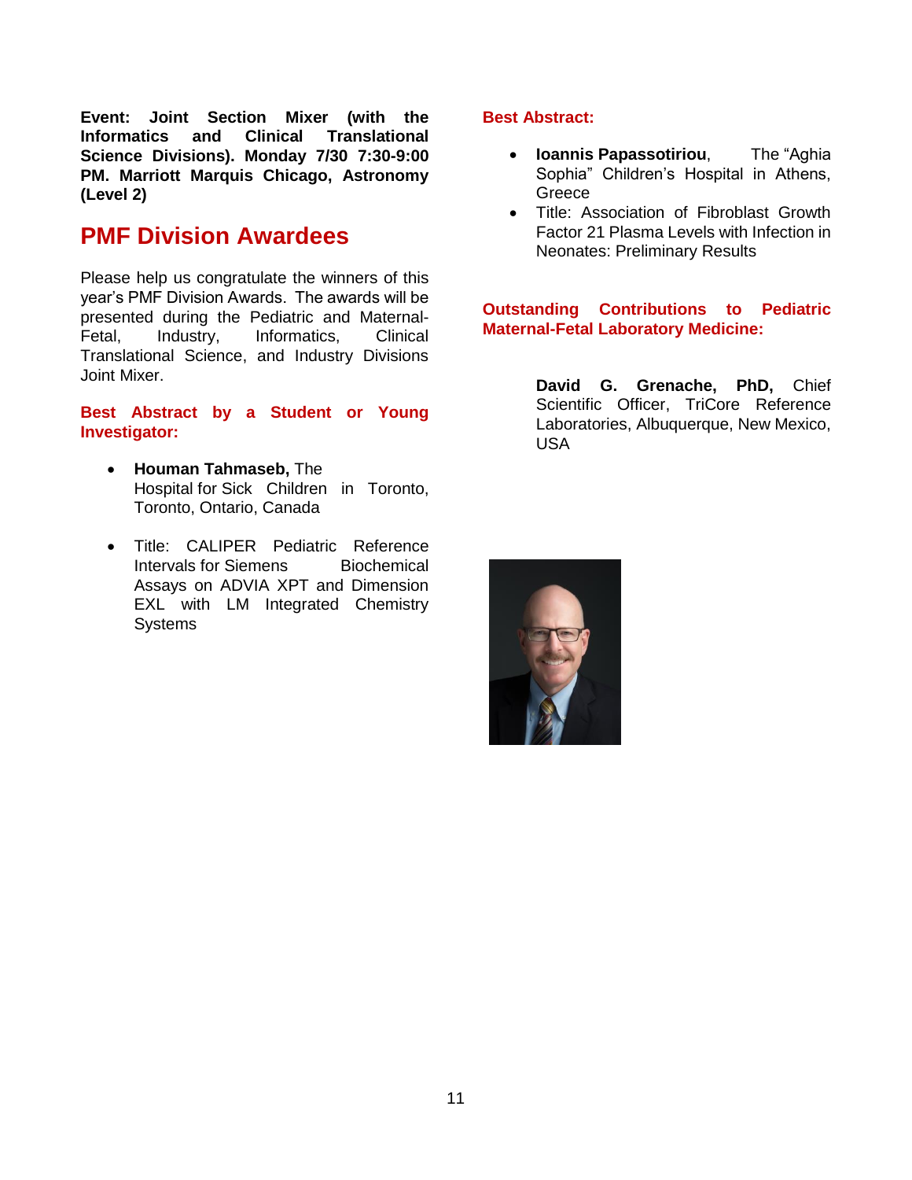**Event: Joint Section Mixer (with the Informatics and Clinical Translational Science Divisions). Monday 7/30 7:30-9:00 PM. Marriott Marquis Chicago, Astronomy (Level 2)**

## PMF Division Awardees

Please help us congratulate the winners of this year's PMF Division Awards. The awards will be presented during the Pediatric and Maternal-Fetal, Industry, Informatics, Clinical Translational Science, and Industry Divisions Joint Mixer.

### Best Abstract by a Student or Young Investigator:

- **Houman Tahmaseb,** The Hospital for Sick Children in Toronto, Toronto, Ontario, Canada
- Title: CALIPER Pediatric Reference Intervals for Siemens Biochemical Assays on ADVIA XPT and Dimension EXL with LM Integrated Chemistry Systems

### Best Abstract:

- **Ioannis Papassotiriou**, The "Aghia Sophia" Children's Hospital in Athens, Greece
- Title: Association of Fibroblast Growth Factor 21 Plasma Levels with Infection in Neonates: Preliminary Results

### Outstanding Contributions to Pediatric Maternal-Fetal Laboratory Medicine:

**David G. Grenache, PhD,** Chief Scientific Officer, TriCore Reference Laboratories, Albuquerque, New Mexico, USA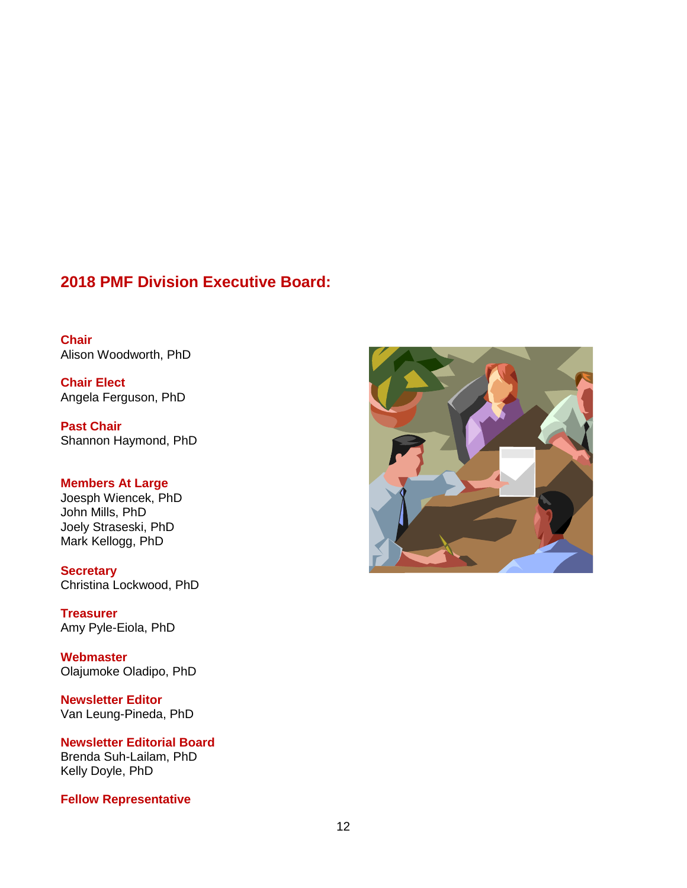## 2018 PMF Division Executive Board:

**Chair**
Alison Woodworth, PhD

**Chair Elect**
Angela Ferguson, PhD

**Past Chair**
Shannon Haymond, PhD

**Members At Large**
Joesph Wiencek, PhD
John Mills, PhD
Joely Straseski, PhD
Mark Kellogg, PhD

**Secretary**
Christina Lockwood, PhD

**Treasurer**
Amy Pyle-Eiola, PhD

**Webmaster**
Olajumoke Oladipo, PhD

**Newsletter Editor**
Van Leung-Pineda, PhD

**Newsletter Editorial Board**
Brenda Suh-Lailam, PhD
Kelly Doyle, PhD

**Fellow Representative**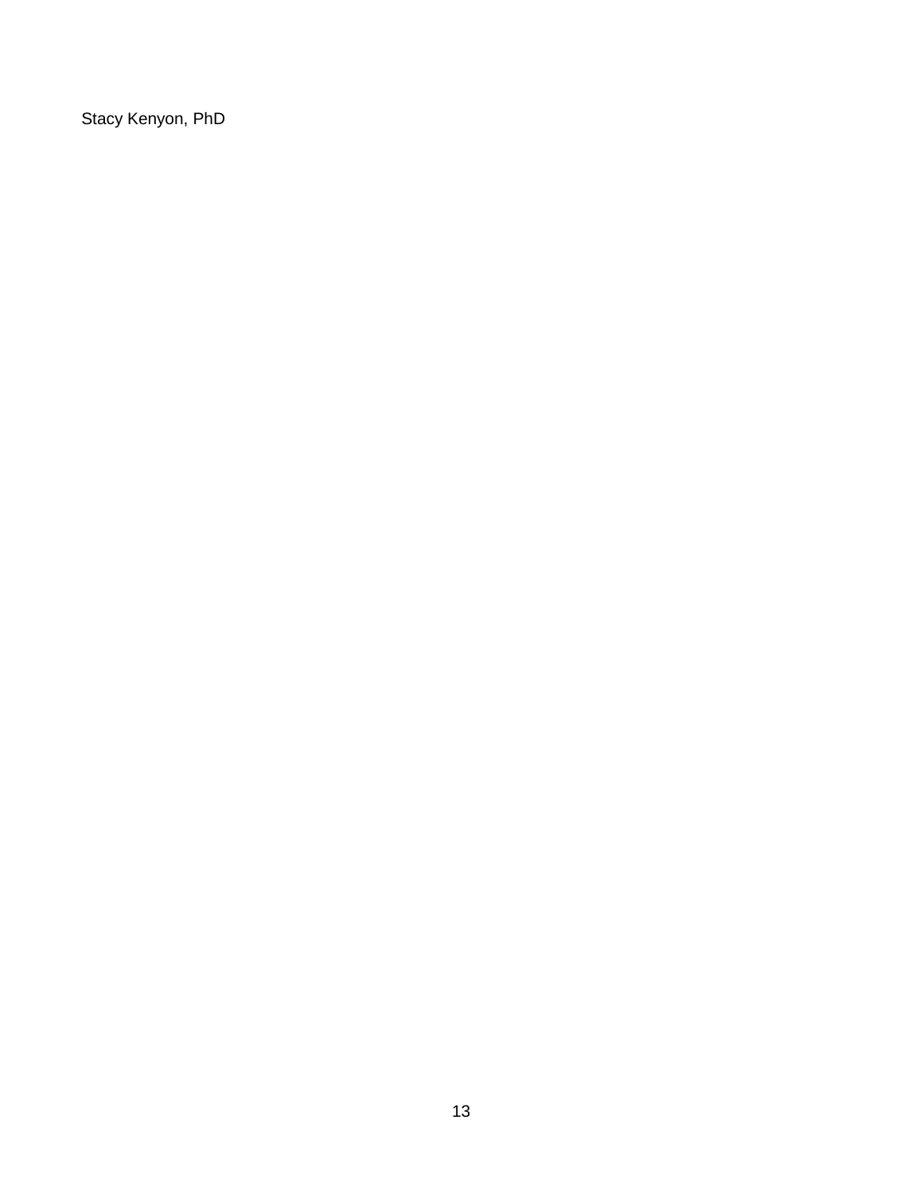Stacy Kenyon, PhD